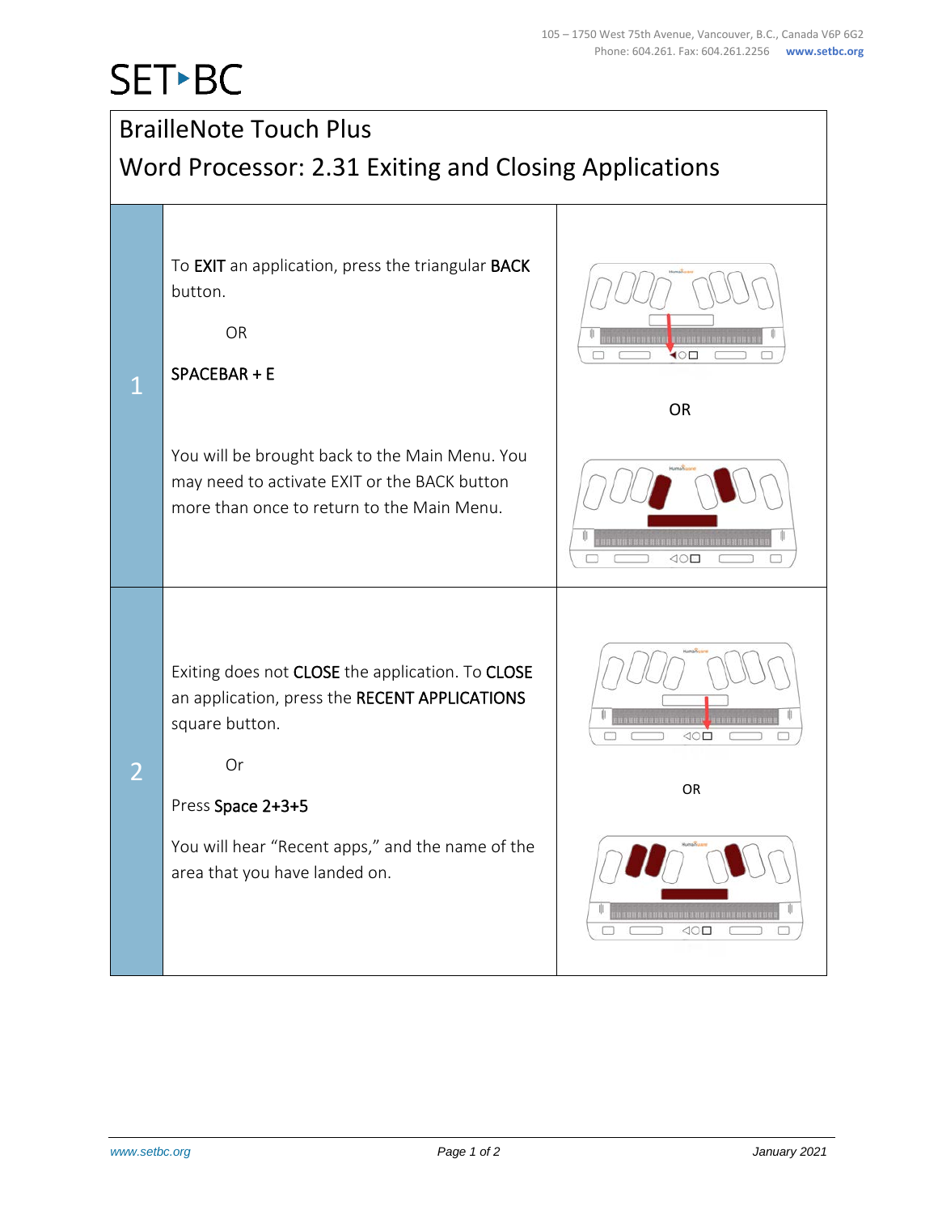SET▸BC

105 – 1750 West 75th Avenue, Vancouver, B.C., Canada V6P 6G2
Phone: 604.261. Fax: 604.261.2256 www.setbc.org

# BrailleNote Touch Plus

## Word Processor: 2.31 Exiting and Closing Applications

| | | |
|---|---|---|
| 1 | To **EXIT** an application, press the triangular **BACK** button.<br><br>OR<br><br>**SPACEBAR + E**<br><br>You will be brought back to the Main Menu. You may need to activate EXIT or the BACK button more than once to return to the Main Menu. | OR |
| 2 | Exiting does not **CLOSE** the application. To **CLOSE** an application, press the **RECENT APPLICATIONS** square button.<br><br>Or<br><br>Press **Space 2+3+5**<br><br>You will hear "Recent apps," and the name of the area that you have landed on. | OR |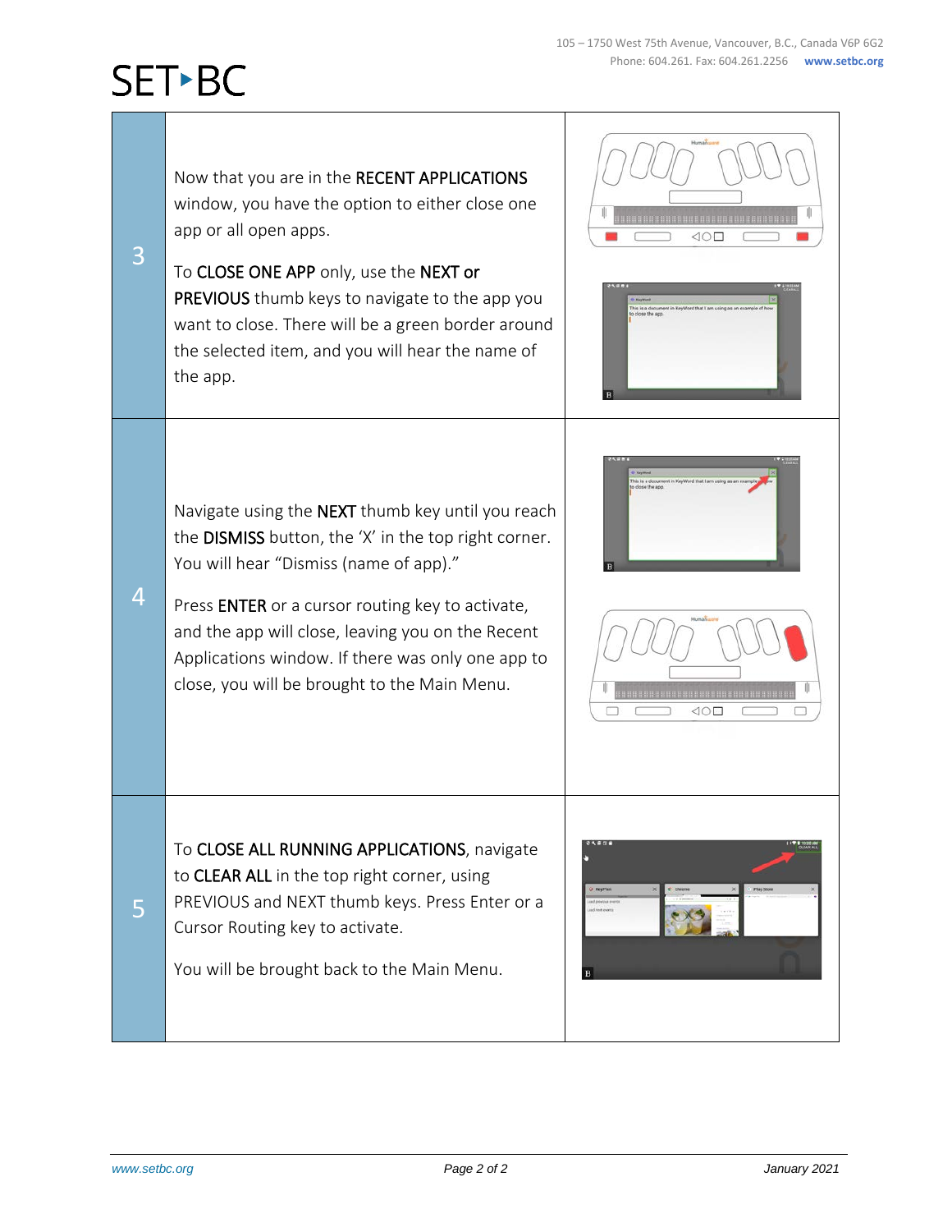| | | |
|---|---|---|
| 3 | Now that you are in the RECENT APPLICATIONS window, you have the option to either close one app or all open apps.<br><br>To CLOSE ONE APP only, use the NEXT or PREVIOUS thumb keys to navigate to the app you want to close. There will be a green border around the selected item, and you will hear the name of the app. | |
| 4 | Navigate using the NEXT thumb key until you reach the DISMISS button, the 'X' in the top right corner. You will hear "Dismiss (name of app)."<br><br>Press ENTER or a cursor routing key to activate, and the app will close, leaving you on the Recent Applications window. If there was only one app to close, you will be brought to the Main Menu. | |
| 5 | To CLOSE ALL RUNNING APPLICATIONS, navigate to CLEAR ALL in the top right corner, using PREVIOUS and NEXT thumb keys. Press Enter or a Cursor Routing key to activate.<br><br>You will be brought back to the Main Menu. | |